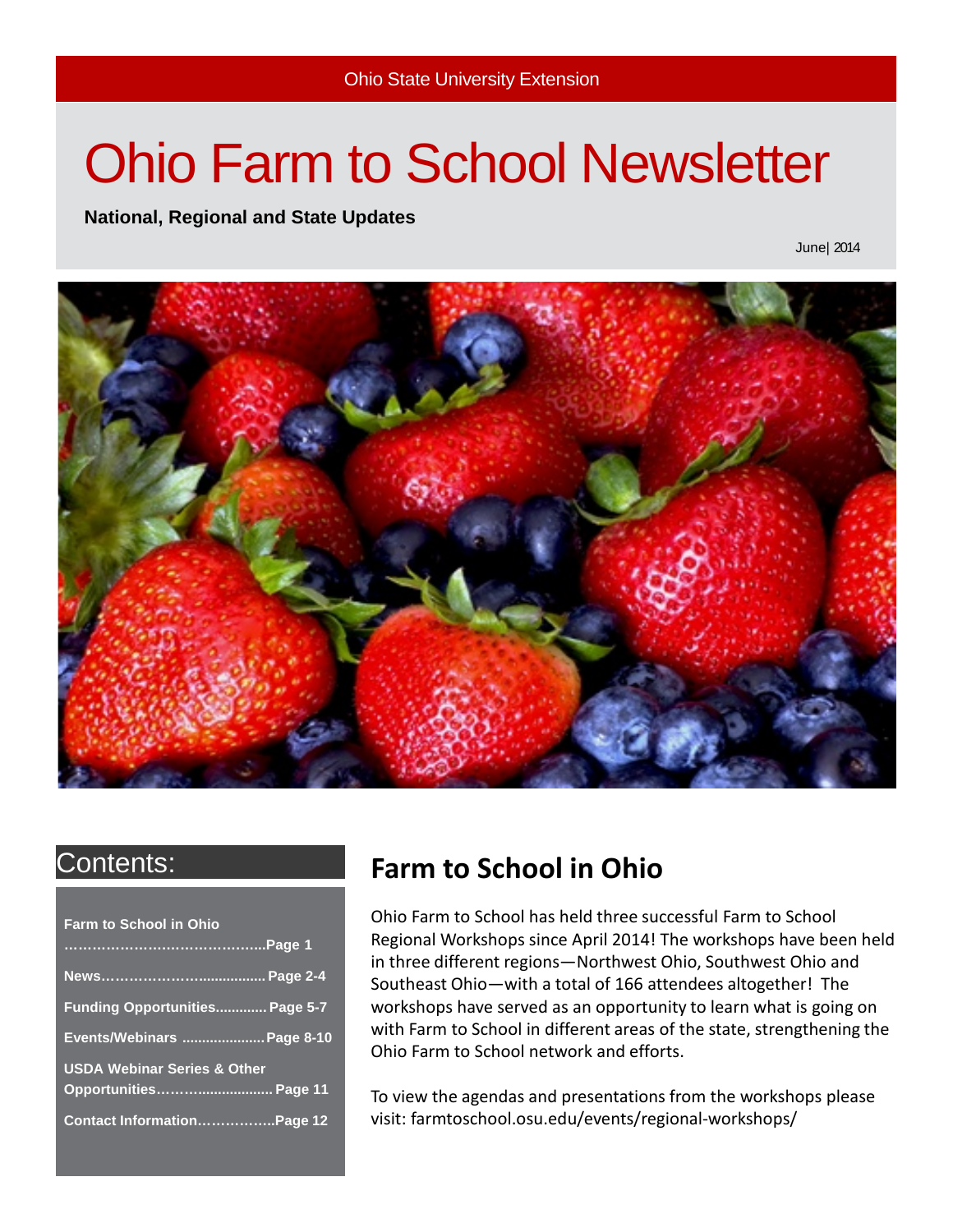Ohio State University Extension

# Ohio Farm to School Newsletter

**National, Regional and State Updates**

June| 2014

## Contents:

**Farm to School in Ohio ……………………………………..Page 1**

**News………………….................. Page 2-4**

**Funding Opportunities............. Page 5-7**

**Events/Webinars ..................... Page 8-10**

**USDA Webinar Series & Other Opportunities……….................. Page 11**

**Contact Information……………..Page 12**

## Farm to School in Ohio

Ohio Farm to School has held three successful Farm to School Regional Workshops since April 2014! The workshops have been held in three different regions—Northwest Ohio, Southwest Ohio and Southeast Ohio—with a total of 166 attendees altogether! The workshops have served as an opportunity to learn what is going on with Farm to School in different areas of the state, strengthening the Ohio Farm to School network and efforts.

To view the agendas and presentations from the workshops please visit: farmtoschool.osu.edu/events/regional-workshops/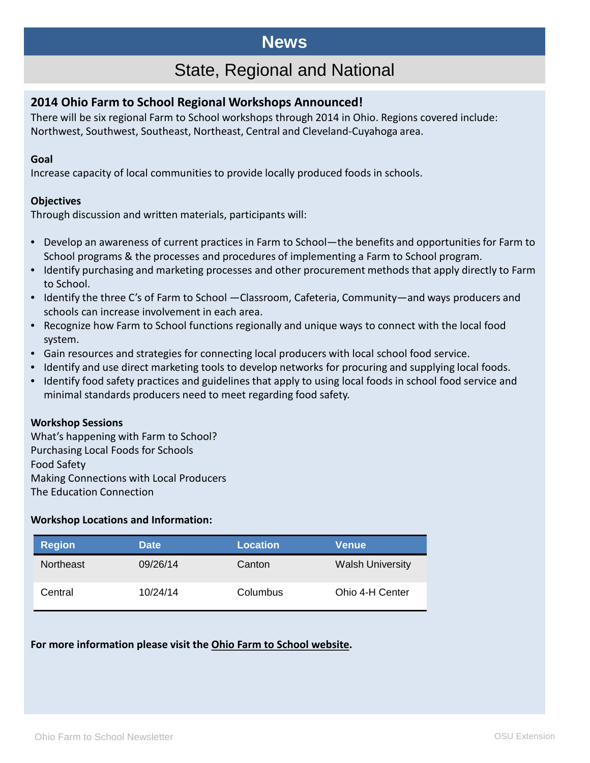# News

## State, Regional and National

### 2014 Ohio Farm to School Regional Workshops Announced!

There will be six regional Farm to School workshops through 2014 in Ohio. Regions covered include: Northwest, Southwest, Southeast, Northeast, Central and Cleveland-Cuyahoga area.

**Goal**

Increase capacity of local communities to provide locally produced foods in schools.

**Objectives**

Through discussion and written materials, participants will:

- Develop an awareness of current practices in Farm to School—the benefits and opportunities for Farm to School programs & the processes and procedures of implementing a Farm to School program.
- Identify purchasing and marketing processes and other procurement methods that apply directly to Farm to School.
- Identify the three C's of Farm to School —Classroom, Cafeteria, Community—and ways producers and schools can increase involvement in each area.
- Recognize how Farm to School functions regionally and unique ways to connect with the local food system.
- Gain resources and strategies for connecting local producers with local school food service.
- Identify and use direct marketing tools to develop networks for procuring and supplying local foods.
- Identify food safety practices and guidelines that apply to using local foods in school food service and minimal standards producers need to meet regarding food safety.

**Workshop Sessions**

What's happening with Farm to School?
Purchasing Local Foods for Schools
Food Safety
Making Connections with Local Producers
The Education Connection

**Workshop Locations and Information:**

| Region | Date | Location | Venue |
|---|---|---|---|
| Northeast | 09/26/14 | Canton | Walsh University |
| Central | 10/24/14 | Columbus | Ohio 4-H Center |

**For more information please visit the Ohio Farm to School website.**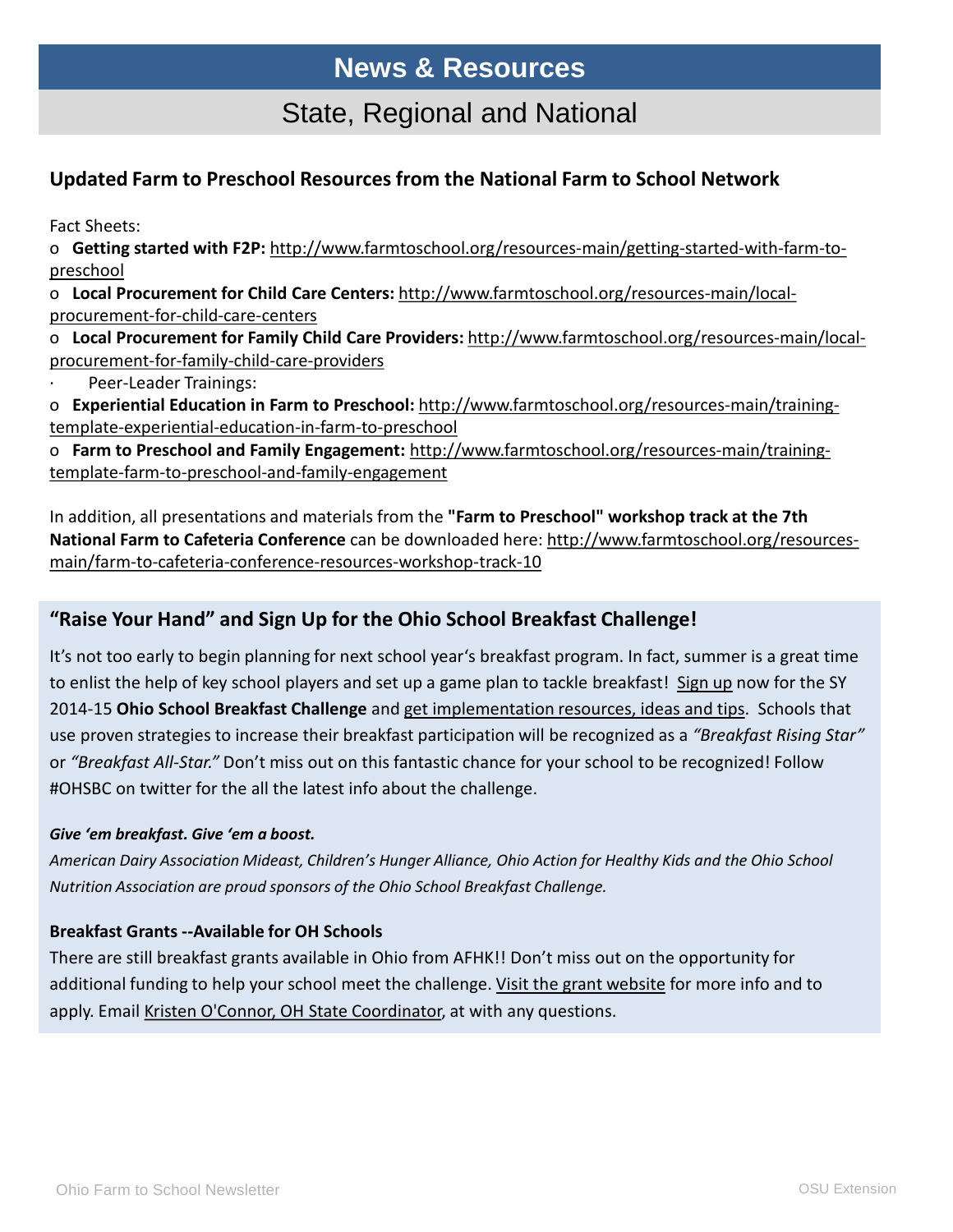# News & Resources

## State, Regional and National

### Updated Farm to Preschool Resources from the National Farm to School Network

Fact Sheets:

o **Getting started with F2P:** http://www.farmtoschool.org/resources-main/getting-started-with-farm-to-preschool

o **Local Procurement for Child Care Centers:** http://www.farmtoschool.org/resources-main/local-procurement-for-child-care-centers

o **Local Procurement for Family Child Care Providers:** http://www.farmtoschool.org/resources-main/local-procurement-for-family-child-care-providers

· Peer-Leader Trainings:

o **Experiential Education in Farm to Preschool:** http://www.farmtoschool.org/resources-main/training-template-experiential-education-in-farm-to-preschool

o **Farm to Preschool and Family Engagement:** http://www.farmtoschool.org/resources-main/training-template-farm-to-preschool-and-family-engagement

In addition, all presentations and materials from the **"Farm to Preschool" workshop track at the 7th National Farm to Cafeteria Conference** can be downloaded here: http://www.farmtoschool.org/resources-main/farm-to-cafeteria-conference-resources-workshop-track-10

### "Raise Your Hand" and Sign Up for the Ohio School Breakfast Challenge!

It's not too early to begin planning for next school year's breakfast program. In fact, summer is a great time to enlist the help of key school players and set up a game plan to tackle breakfast! Sign up now for the SY 2014-15 **Ohio School Breakfast Challenge** and get implementation resources, ideas and tips. Schools that use proven strategies to increase their breakfast participation will be recognized as a *"Breakfast Rising Star"* or *"Breakfast All-Star."* Don't miss out on this fantastic chance for your school to be recognized! Follow #OHSBC on twitter for the all the latest info about the challenge.

***Give 'em breakfast. Give 'em a boost.***

*American Dairy Association Mideast, Children's Hunger Alliance, Ohio Action for Healthy Kids and the Ohio School Nutrition Association are proud sponsors of the Ohio School Breakfast Challenge.*

**Breakfast Grants --Available for OH Schools**

There are still breakfast grants available in Ohio from AFHK!! Don't miss out on the opportunity for additional funding to help your school meet the challenge. Visit the grant website for more info and to apply. Email Kristen O'Connor, OH State Coordinator, at with any questions.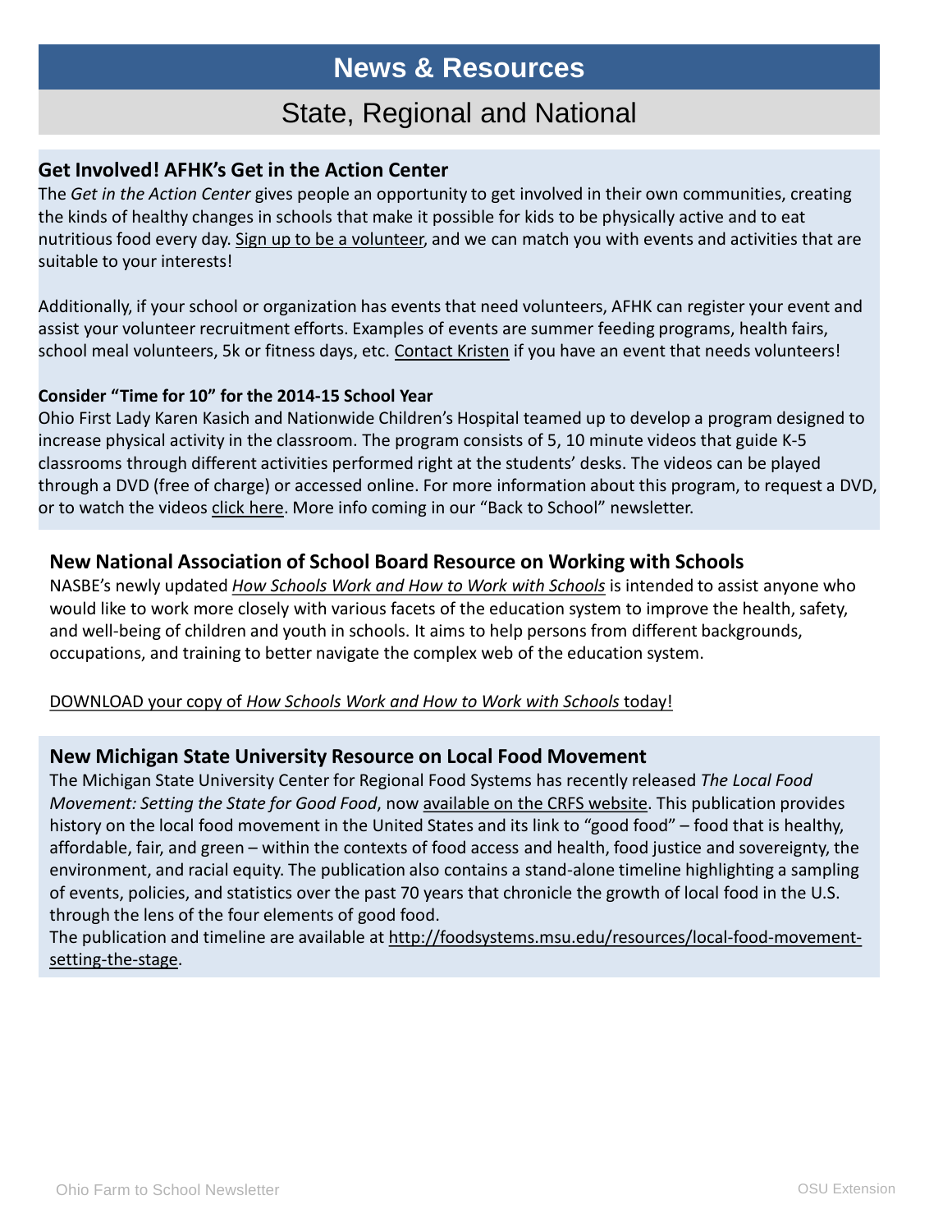# News & Resources

## State, Regional and National

### Get Involved! AFHK's Get in the Action Center

The *Get in the Action Center* gives people an opportunity to get involved in their own communities, creating the kinds of healthy changes in schools that make it possible for kids to be physically active and to eat nutritious food every day. Sign up to be a volunteer, and we can match you with events and activities that are suitable to your interests!

Additionally, if your school or organization has events that need volunteers, AFHK can register your event and assist your volunteer recruitment efforts. Examples of events are summer feeding programs, health fairs, school meal volunteers, 5k or fitness days, etc. Contact Kristen if you have an event that needs volunteers!

#### Consider "Time for 10" for the 2014-15 School Year

Ohio First Lady Karen Kasich and Nationwide Children's Hospital teamed up to develop a program designed to increase physical activity in the classroom. The program consists of 5, 10 minute videos that guide K-5 classrooms through different activities performed right at the students' desks. The videos can be played through a DVD (free of charge) or accessed online. For more information about this program, to request a DVD, or to watch the videos click here. More info coming in our "Back to School" newsletter.

### New National Association of School Board Resource on Working with Schools

NASBE's newly updated *How Schools Work and How to Work with Schools* is intended to assist anyone who would like to work more closely with various facets of the education system to improve the health, safety, and well-being of children and youth in schools. It aims to help persons from different backgrounds, occupations, and training to better navigate the complex web of the education system.

DOWNLOAD your copy of *How Schools Work and How to Work with Schools* today!

### New Michigan State University Resource on Local Food Movement

The Michigan State University Center for Regional Food Systems has recently released *The Local Food Movement: Setting the State for Good Food*, now available on the CRFS website. This publication provides history on the local food movement in the United States and its link to "good food" – food that is healthy, affordable, fair, and green – within the contexts of food access and health, food justice and sovereignty, the environment, and racial equity. The publication also contains a stand-alone timeline highlighting a sampling of events, policies, and statistics over the past 70 years that chronicle the growth of local food in the U.S. through the lens of the four elements of good food.

The publication and timeline are available at http://foodsystems.msu.edu/resources/local-food-movement-setting-the-stage.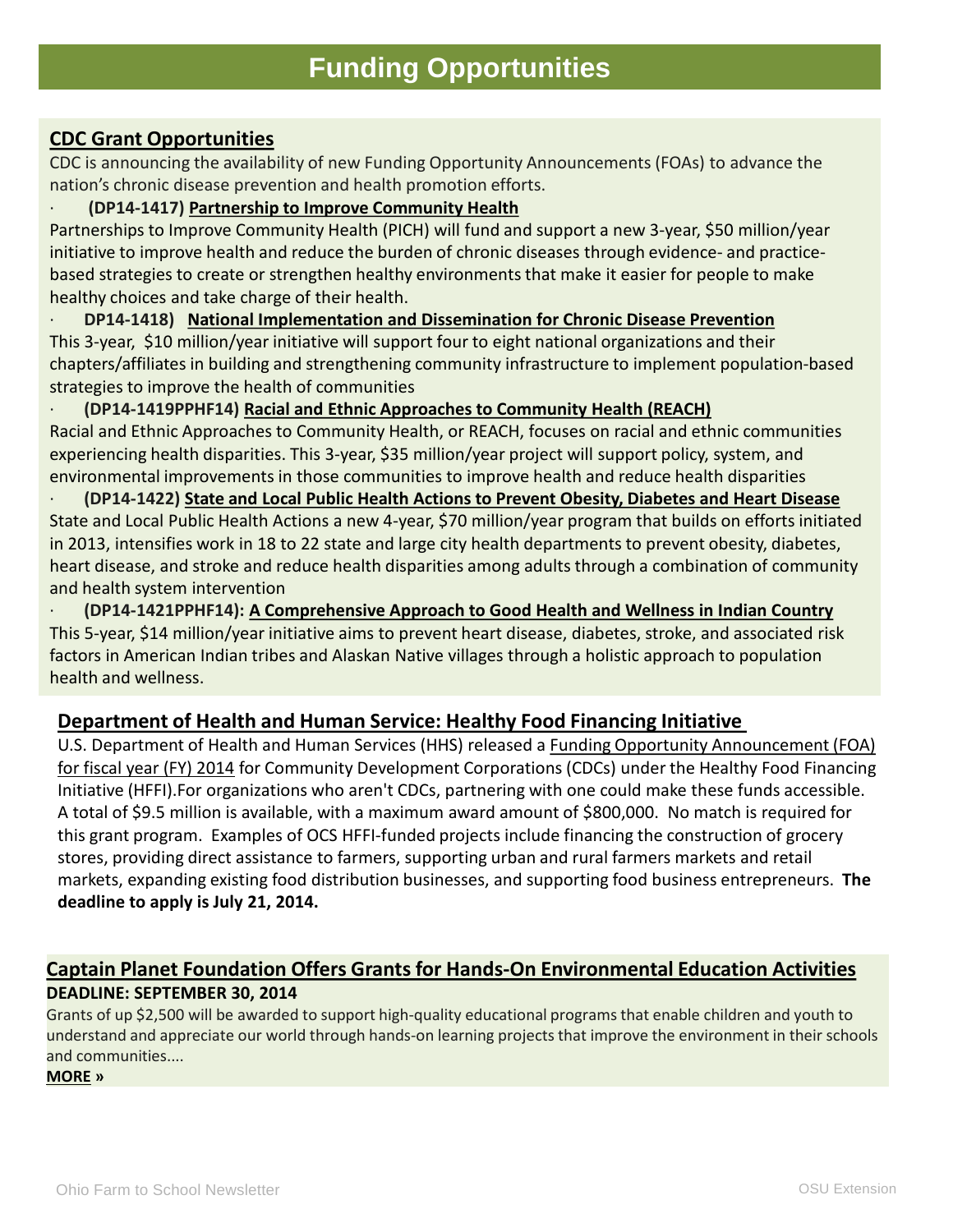# Funding Opportunities

## CDC Grant Opportunities

CDC is announcing the availability of new Funding Opportunity Announcements (FOAs) to advance the nation's chronic disease prevention and health promotion efforts.

· **(DP14-1417) Partnership to Improve Community Health**

Partnerships to Improve Community Health (PICH) will fund and support a new 3-year, $50 million/year initiative to improve health and reduce the burden of chronic diseases through evidence- and practice-based strategies to create or strengthen healthy environments that make it easier for people to make healthy choices and take charge of their health.

· **DP14-1418) National Implementation and Dissemination for Chronic Disease Prevention**

This 3-year, $10 million/year initiative will support four to eight national organizations and their chapters/affiliates in building and strengthening community infrastructure to implement population-based strategies to improve the health of communities

· **(DP14-1419PPHF14) Racial and Ethnic Approaches to Community Health (REACH)**

Racial and Ethnic Approaches to Community Health, or REACH, focuses on racial and ethnic communities experiencing health disparities. This 3-year, $35 million/year project will support policy, system, and environmental improvements in those communities to improve health and reduce health disparities

· **(DP14-1422) State and Local Public Health Actions to Prevent Obesity, Diabetes and Heart Disease**

State and Local Public Health Actions a new 4-year, $70 million/year program that builds on efforts initiated in 2013, intensifies work in 18 to 22 state and large city health departments to prevent obesity, diabetes, heart disease, and stroke and reduce health disparities among adults through a combination of community and health system intervention

· **(DP14-1421PPHF14): A Comprehensive Approach to Good Health and Wellness in Indian Country**

This 5-year, $14 million/year initiative aims to prevent heart disease, diabetes, stroke, and associated risk factors in American Indian tribes and Alaskan Native villages through a holistic approach to population health and wellness.

## Department of Health and Human Service: Healthy Food Financing Initiative

U.S. Department of Health and Human Services (HHS) released a Funding Opportunity Announcement (FOA) for fiscal year (FY) 2014 for Community Development Corporations (CDCs) under the Healthy Food Financing Initiative (HFFI).For organizations who aren't CDCs, partnering with one could make these funds accessible. A total of $9.5 million is available, with a maximum award amount of $800,000. No match is required for this grant program. Examples of OCS HFFI-funded projects include financing the construction of grocery stores, providing direct assistance to farmers, supporting urban and rural farmers markets and retail markets, expanding existing food distribution businesses, and supporting food business entrepreneurs. **The deadline to apply is July 21, 2014.**

## Captain Planet Foundation Offers Grants for Hands-On Environmental Education Activities

**DEADLINE: SEPTEMBER 30, 2014**

Grants of up $2,500 will be awarded to support high-quality educational programs that enable children and youth to understand and appreciate our world through hands-on learning projects that improve the environment in their schools and communities....

**MORE »**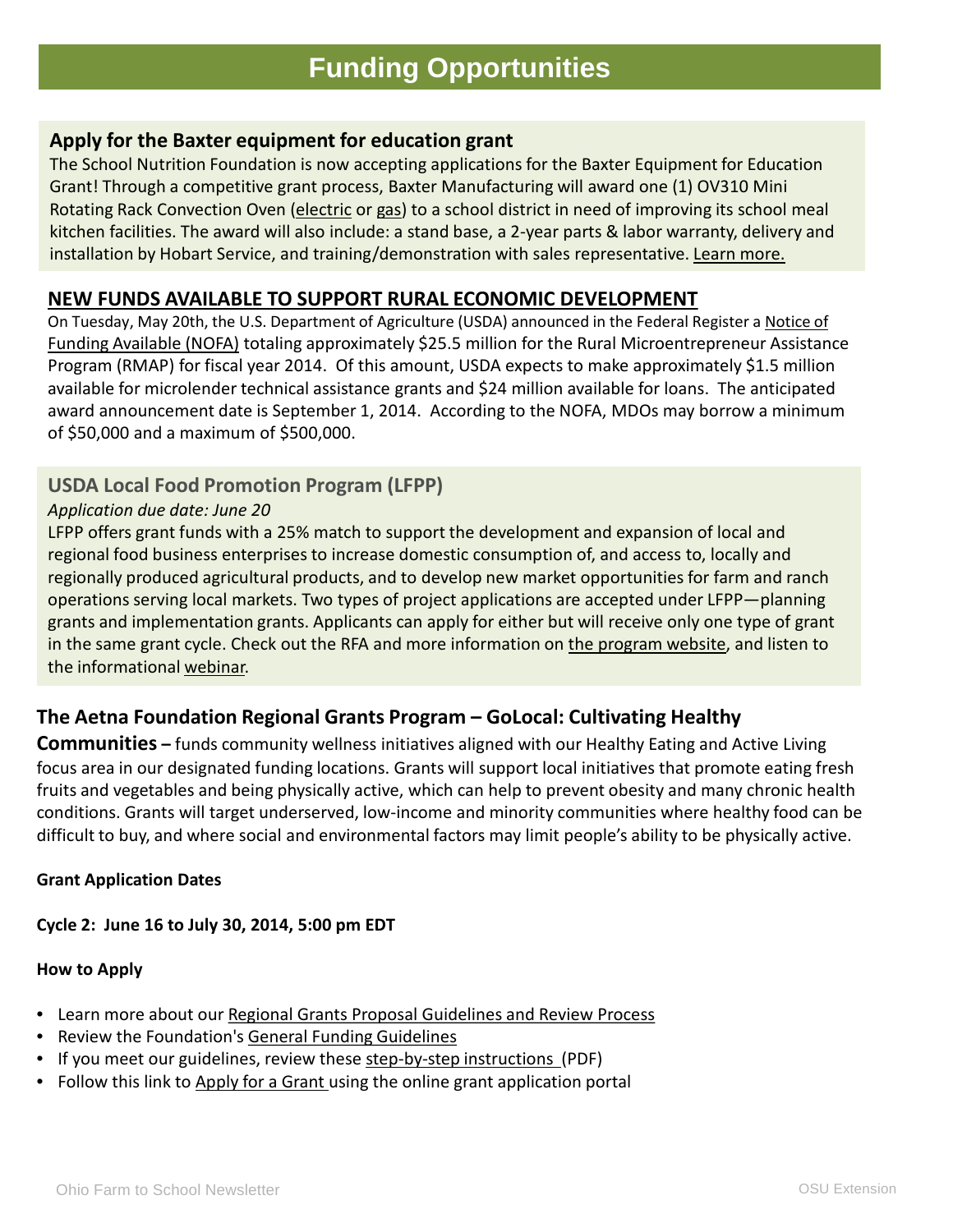# Funding Opportunities

## Apply for the Baxter equipment for education grant

The School Nutrition Foundation is now accepting applications for the Baxter Equipment for Education Grant! Through a competitive grant process, Baxter Manufacturing will award one (1) OV310 Mini Rotating Rack Convection Oven (electric or gas) to a school district in need of improving its school meal kitchen facilities. The award will also include: a stand base, a 2-year parts & labor warranty, delivery and installation by Hobart Service, and training/demonstration with sales representative. Learn more.

## NEW FUNDS AVAILABLE TO SUPPORT RURAL ECONOMIC DEVELOPMENT

On Tuesday, May 20th, the U.S. Department of Agriculture (USDA) announced in the Federal Register a Notice of Funding Available (NOFA) totaling approximately $25.5 million for the Rural Microentrepreneur Assistance Program (RMAP) for fiscal year 2014. Of this amount, USDA expects to make approximately $1.5 million available for microlender technical assistance grants and $24 million available for loans. The anticipated award announcement date is September 1, 2014. According to the NOFA, MDOs may borrow a minimum of $50,000 and a maximum of $500,000.

## USDA Local Food Promotion Program (LFPP)

*Application due date: June 20*

LFPP offers grant funds with a 25% match to support the development and expansion of local and regional food business enterprises to increase domestic consumption of, and access to, locally and regionally produced agricultural products, and to develop new market opportunities for farm and ranch operations serving local markets. Two types of project applications are accepted under LFPP—planning grants and implementation grants. Applicants can apply for either but will receive only one type of grant in the same grant cycle. Check out the RFA and more information on the program website, and listen to the informational webinar.

**The Aetna Foundation Regional Grants Program – GoLocal: Cultivating Healthy Communities –** funds community wellness initiatives aligned with our Healthy Eating and Active Living focus area in our designated funding locations. Grants will support local initiatives that promote eating fresh fruits and vegetables and being physically active, which can help to prevent obesity and many chronic health conditions. Grants will target underserved, low-income and minority communities where healthy food can be difficult to buy, and where social and environmental factors may limit people's ability to be physically active.

**Grant Application Dates**

**Cycle 2: June 16 to July 30, 2014, 5:00 pm EDT**

**How to Apply**

- Learn more about our Regional Grants Proposal Guidelines and Review Process
- Review the Foundation's General Funding Guidelines
- If you meet our guidelines, review these step-by-step instructions (PDF)
- Follow this link to Apply for a Grant using the online grant application portal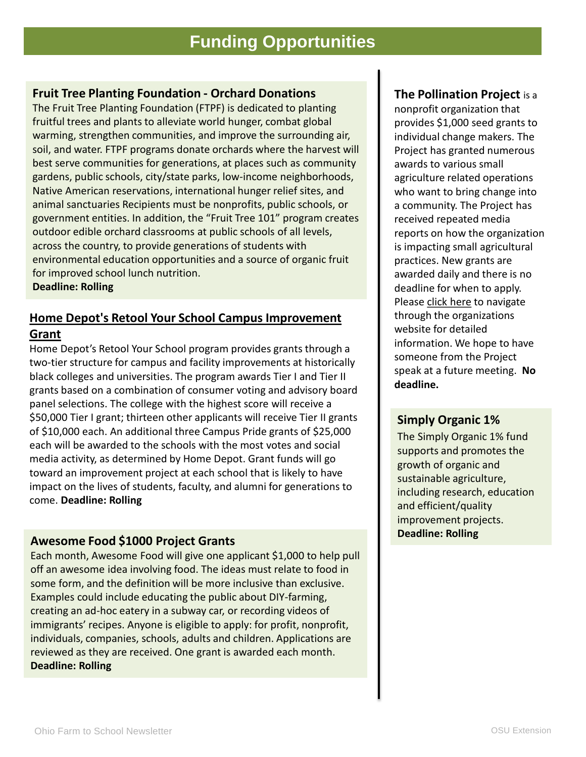# Funding Opportunities

### Fruit Tree Planting Foundation - Orchard Donations

The Fruit Tree Planting Foundation (FTPF) is dedicated to planting fruitful trees and plants to alleviate world hunger, combat global warming, strengthen communities, and improve the surrounding air, soil, and water. FTPF programs donate orchards where the harvest will best serve communities for generations, at places such as community gardens, public schools, city/state parks, low-income neighborhoods, Native American reservations, international hunger relief sites, and animal sanctuaries Recipients must be nonprofits, public schools, or government entities. In addition, the "Fruit Tree 101" program creates outdoor edible orchard classrooms at public schools of all levels, across the country, to provide generations of students with environmental education opportunities and a source of organic fruit for improved school lunch nutrition.
**Deadline: Rolling**

### Home Depot's Retool Your School Campus Improvement Grant

Home Depot's Retool Your School program provides grants through a two-tier structure for campus and facility improvements at historically black colleges and universities. The program awards Tier I and Tier II grants based on a combination of consumer voting and advisory board panel selections. The college with the highest score will receive a $50,000 Tier I grant; thirteen other applicants will receive Tier II grants of $10,000 each. An additional three Campus Pride grants of $25,000 each will be awarded to the schools with the most votes and social media activity, as determined by Home Depot. Grant funds will go toward an improvement project at each school that is likely to have impact on the lives of students, faculty, and alumni for generations to come. **Deadline: Rolling**

### Awesome Food $1000 Project Grants

Each month, Awesome Food will give one applicant $1,000 to help pull off an awesome idea involving food. The ideas must relate to food in some form, and the definition will be more inclusive than exclusive. Examples could include educating the public about DIY-farming, creating an ad-hoc eatery in a subway car, or recording videos of immigrants' recipes. Anyone is eligible to apply: for profit, nonprofit, individuals, companies, schools, adults and children. Applications are reviewed as they are received. One grant is awarded each month.
**Deadline: Rolling**

**The Pollination Project** is a nonprofit organization that provides $1,000 seed grants to individual change makers. The Project has granted numerous awards to various small agriculture related operations who want to bring change into a community. The Project has received repeated media reports on how the organization is impacting small agricultural practices. New grants are awarded daily and there is no deadline for when to apply. Please click here to navigate through the organizations website for detailed information. We hope to have someone from the Project speak at a future meeting. **No deadline.**

### Simply Organic 1%

The Simply Organic 1% fund supports and promotes the growth of organic and sustainable agriculture, including research, education and efficient/quality improvement projects.
**Deadline: Rolling**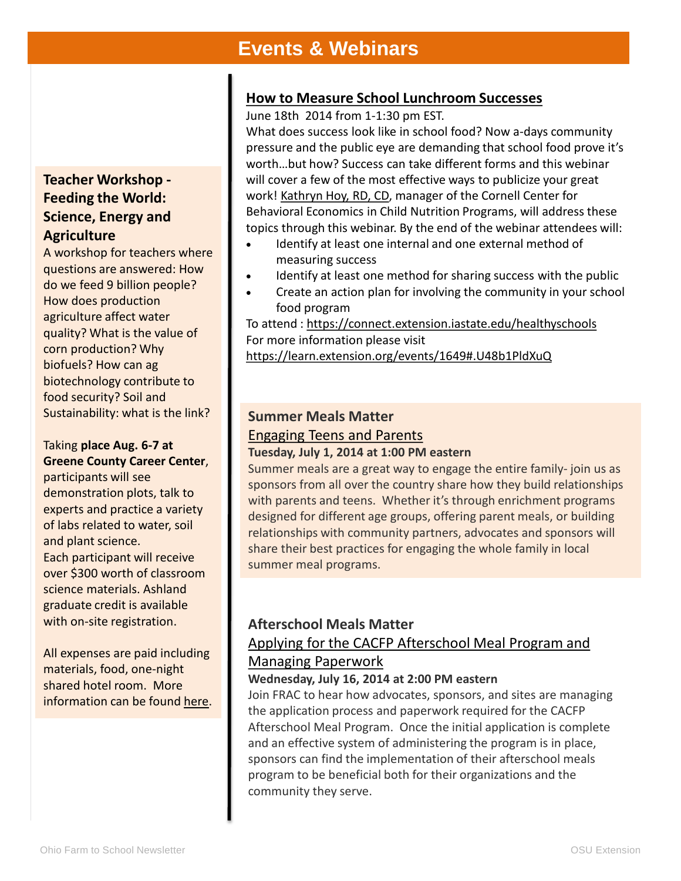# Events & Webinars

### Teacher Workshop - Feeding the World: Science, Energy and Agriculture

A workshop for teachers where questions are answered: How do we feed 9 billion people? How does production agriculture affect water quality? What is the value of corn production? Why biofuels? How can ag biotechnology contribute to food security? Soil and Sustainability: what is the link?

Taking **place Aug. 6-7 at Greene County Career Center**, participants will see demonstration plots, talk to experts and practice a variety of labs related to water, soil and plant science.

Each participant will receive over $300 worth of classroom science materials. Ashland graduate credit is available with on-site registration.

All expenses are paid including materials, food, one-night shared hotel room. More information can be found here.

### How to Measure School Lunchroom Successes

June 18th 2014 from 1-1:30 pm EST.

What does success look like in school food? Now a-days community pressure and the public eye are demanding that school food prove it's worth…but how? Success can take different forms and this webinar will cover a few of the most effective ways to publicize your great work! Kathryn Hoy, RD, CD, manager of the Cornell Center for Behavioral Economics in Child Nutrition Programs, will address these topics through this webinar. By the end of the webinar attendees will:

- Identify at least one internal and one external method of measuring success
- Identify at least one method for sharing success with the public
- Create an action plan for involving the community in your school food program

To attend : https://connect.extension.iastate.edu/healthyschools

For more information please visit https://learn.extension.org/events/1649#.U48b1PldXuQ

### Summer Meals Matter

Engaging Teens and Parents

**Tuesday, July 1, 2014 at 1:00 PM eastern**

Summer meals are a great way to engage the entire family- join us as sponsors from all over the country share how they build relationships with parents and teens. Whether it's through enrichment programs designed for different age groups, offering parent meals, or building relationships with community partners, advocates and sponsors will share their best practices for engaging the whole family in local summer meal programs.

### Afterschool Meals Matter

Applying for the CACFP Afterschool Meal Program and Managing Paperwork

**Wednesday, July 16, 2014 at 2:00 PM eastern**

Join FRAC to hear how advocates, sponsors, and sites are managing the application process and paperwork required for the CACFP Afterschool Meal Program. Once the initial application is complete and an effective system of administering the program is in place, sponsors can find the implementation of their afterschool meals program to be beneficial both for their organizations and the community they serve.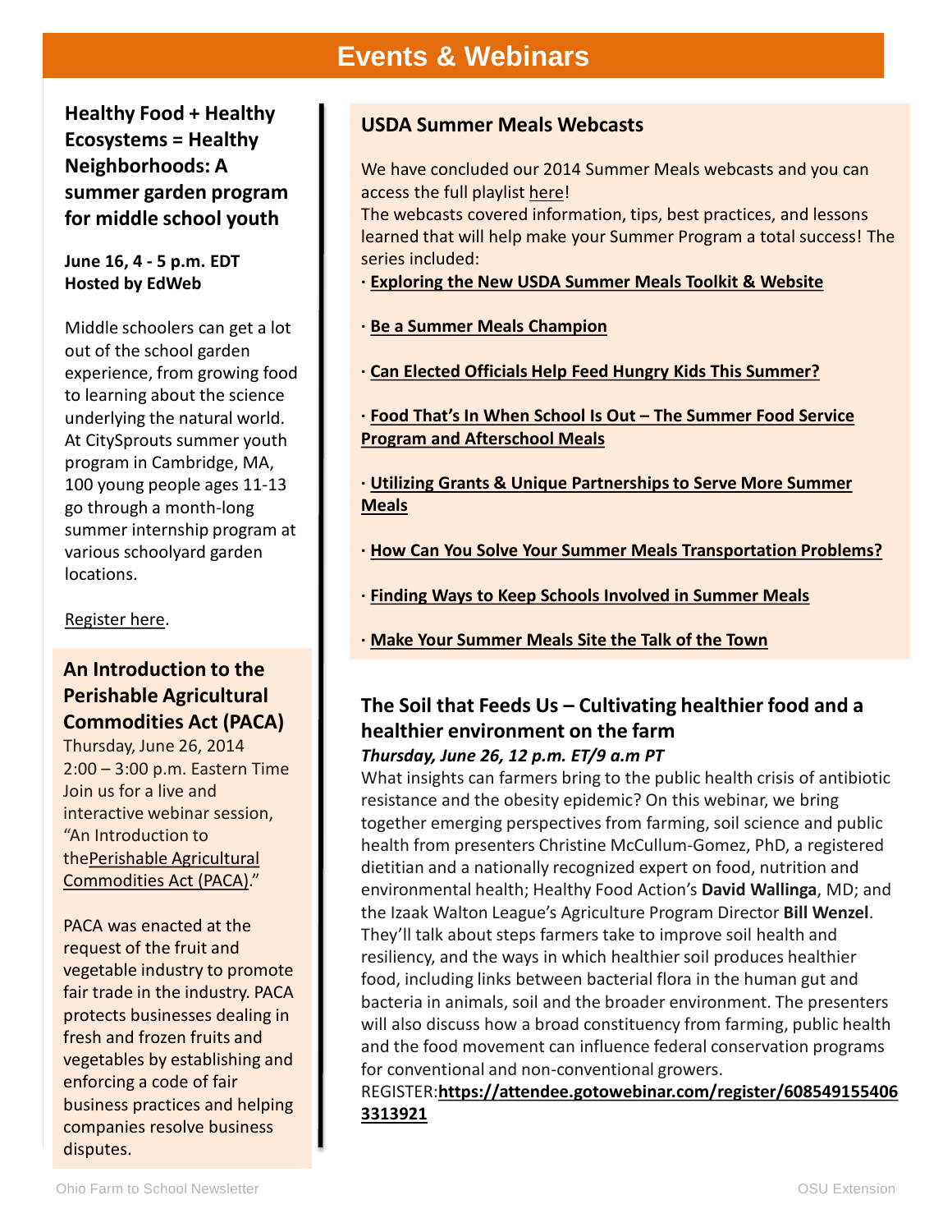# Events & Webinars

## Healthy Food + Healthy Ecosystems = Healthy Neighborhoods: A summer garden program for middle school youth

**June 16, 4 - 5 p.m. EDT**
**Hosted by EdWeb**

Middle schoolers can get a lot out of the school garden experience, from growing food to learning about the science underlying the natural world. At CitySprouts summer youth program in Cambridge, MA, 100 young people ages 11-13 go through a month-long summer internship program at various schoolyard garden locations.

Register here.

## An Introduction to the Perishable Agricultural Commodities Act (PACA)

Thursday, June 26, 2014
2:00 – 3:00 p.m. Eastern Time
Join us for a live and interactive webinar session, "An Introduction to thePerishable Agricultural Commodities Act (PACA)."

PACA was enacted at the request of the fruit and vegetable industry to promote fair trade in the industry. PACA protects businesses dealing in fresh and frozen fruits and vegetables by establishing and enforcing a code of fair business practices and helping companies resolve business disputes.

## USDA Summer Meals Webcasts

We have concluded our 2014 Summer Meals webcasts and you can access the full playlist here!
The webcasts covered information, tips, best practices, and lessons learned that will help make your Summer Program a total success! The series included:

- **Exploring the New USDA Summer Meals Toolkit & Website**
- **Be a Summer Meals Champion**
- **Can Elected Officials Help Feed Hungry Kids This Summer?**
- **Food That's In When School Is Out – The Summer Food Service Program and Afterschool Meals**
- **Utilizing Grants & Unique Partnerships to Serve More Summer Meals**
- **How Can You Solve Your Summer Meals Transportation Problems?**
- **Finding Ways to Keep Schools Involved in Summer Meals**
- **Make Your Summer Meals Site the Talk of the Town**

## The Soil that Feeds Us – Cultivating healthier food and a healthier environment on the farm

***Thursday, June 26, 12 p.m. ET/9 a.m PT***

What insights can farmers bring to the public health crisis of antibiotic resistance and the obesity epidemic? On this webinar, we bring together emerging perspectives from farming, soil science and public health from presenters Christine McCullum-Gomez, PhD, a registered dietitian and a nationally recognized expert on food, nutrition and environmental health; Healthy Food Action's **David Wallinga**, MD; and the Izaak Walton League's Agriculture Program Director **Bill Wenzel**. They'll talk about steps farmers take to improve soil health and resiliency, and the ways in which healthier soil produces healthier food, including links between bacterial flora in the human gut and bacteria in animals, soil and the broader environment. The presenters will also discuss how a broad constituency from farming, public health and the food movement can influence federal conservation programs for conventional and non-conventional growers.

REGISTER:**https://attendee.gotowebinar.com/register/6085491554063313921**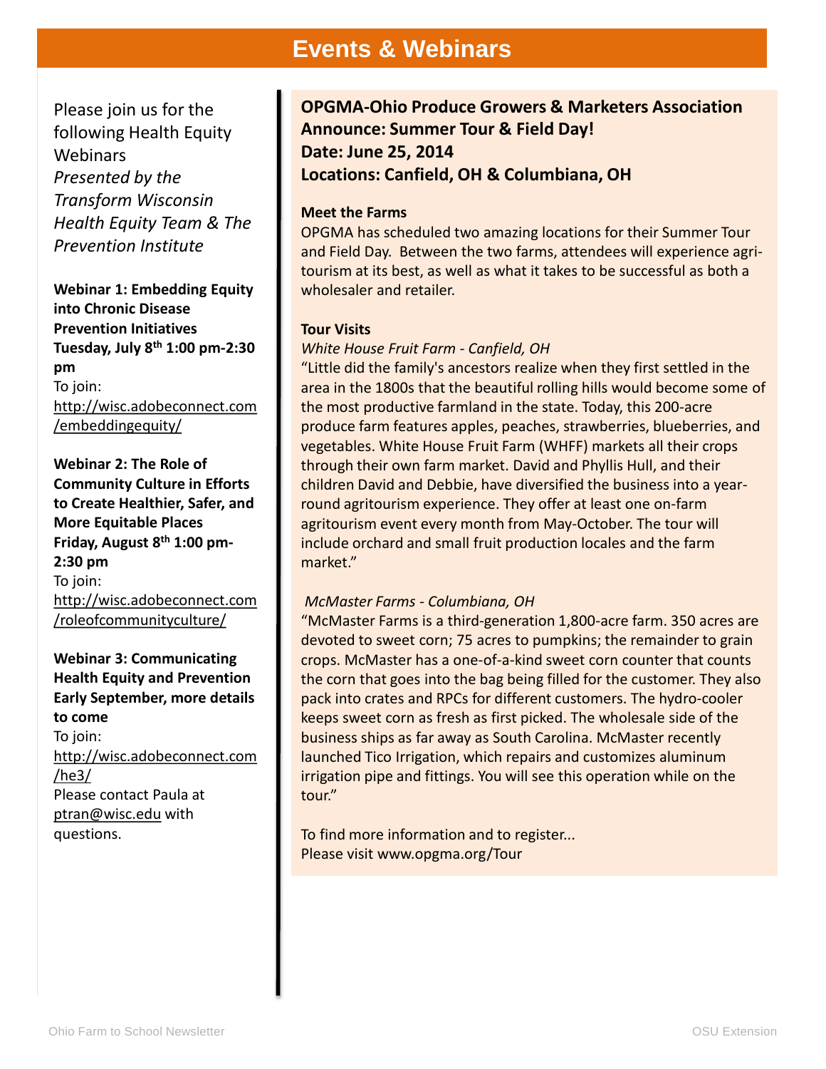# Events & Webinars

Please join us for the following Health Equity Webinars

*Presented by the Transform Wisconsin Health Equity Team & The Prevention Institute*

**Webinar 1: Embedding Equity into Chronic Disease Prevention Initiatives**
**Tuesday, July 8th 1:00 pm-2:30 pm**
To join:
http://wisc.adobeconnect.com/embeddingequity/

**Webinar 2: The Role of Community Culture in Efforts to Create Healthier, Safer, and More Equitable Places**
**Friday, August 8th 1:00 pm-2:30 pm**
To join:
http://wisc.adobeconnect.com/roleofcommunityculture/

**Webinar 3: Communicating Health Equity and Prevention**
**Early September, more details to come**
To join:
http://wisc.adobeconnect.com/he3/

Please contact Paula at ptran@wisc.edu with questions.

**OPGMA-Ohio Produce Growers & Marketers Association Announce: Summer Tour & Field Day!**
**Date: June 25, 2014**
**Locations: Canfield, OH & Columbiana, OH**

**Meet the Farms**

OPGMA has scheduled two amazing locations for their Summer Tour and Field Day. Between the two farms, attendees will experience agri-tourism at its best, as well as what it takes to be successful as both a wholesaler and retailer.

**Tour Visits**

*White House Fruit Farm - Canfield, OH*

"Little did the family's ancestors realize when they first settled in the area in the 1800s that the beautiful rolling hills would become some of the most productive farmland in the state. Today, this 200-acre produce farm features apples, peaches, strawberries, blueberries, and vegetables. White House Fruit Farm (WHFF) markets all their crops through their own farm market. David and Phyllis Hull, and their children David and Debbie, have diversified the business into a year-round agritourism experience. They offer at least one on-farm agritourism event every month from May-October. The tour will include orchard and small fruit production locales and the farm market."

*McMaster Farms - Columbiana, OH*

"McMaster Farms is a third-generation 1,800-acre farm. 350 acres are devoted to sweet corn; 75 acres to pumpkins; the remainder to grain crops. McMaster has a one-of-a-kind sweet corn counter that counts the corn that goes into the bag being filled for the customer. They also pack into crates and RPCs for different customers. The hydro-cooler keeps sweet corn as fresh as first picked. The wholesale side of the business ships as far away as South Carolina. McMaster recently launched Tico Irrigation, which repairs and customizes aluminum irrigation pipe and fittings. You will see this operation while on the tour."

To find more information and to register...
Please visit www.opgma.org/Tour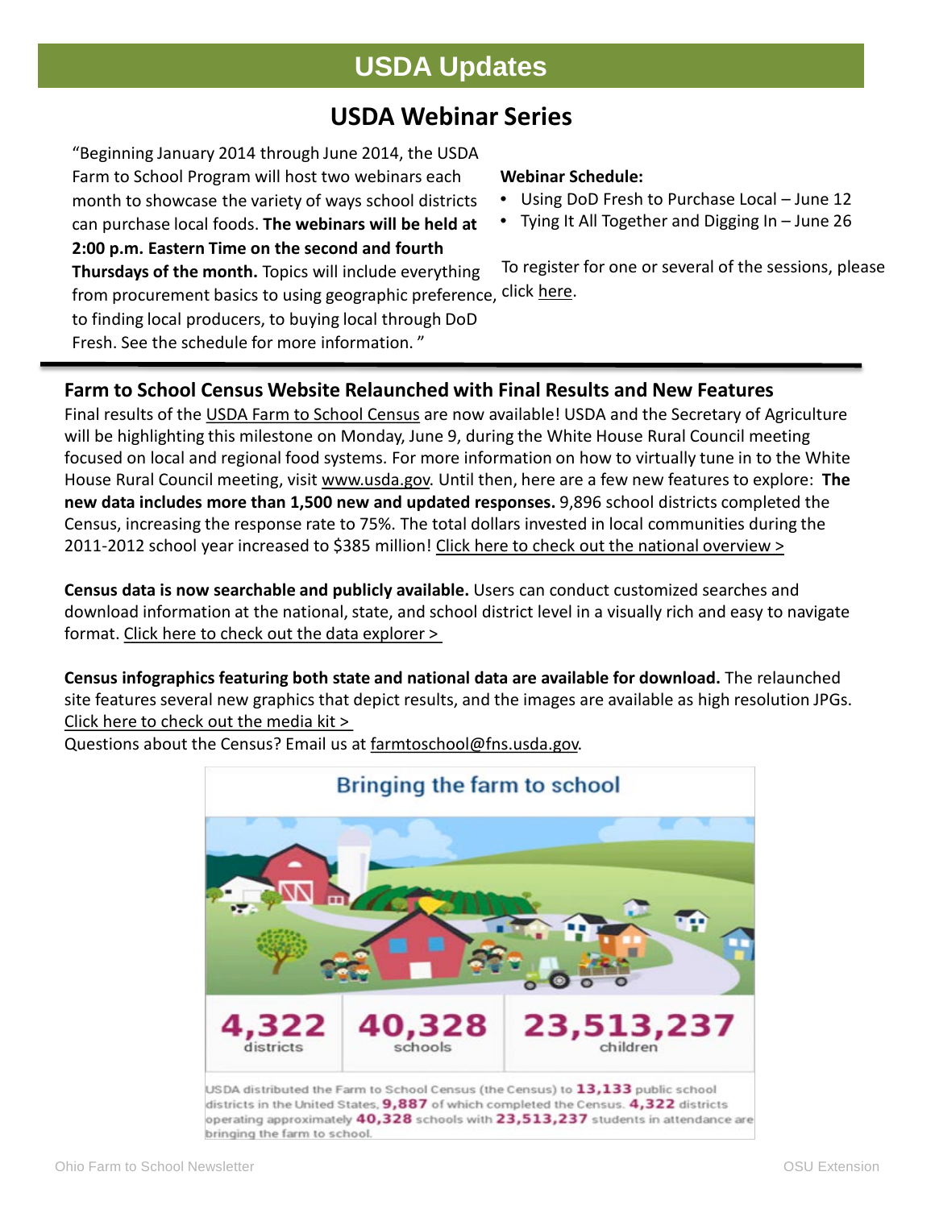# USDA Updates

## USDA Webinar Series

"Beginning January 2014 through June 2014, the USDA Farm to School Program will host two webinars each month to showcase the variety of ways school districts can purchase local foods. **The webinars will be held at 2:00 p.m. Eastern Time on the second and fourth Thursdays of the month.** Topics will include everything from procurement basics to using geographic preference, to finding local producers, to buying local through DoD Fresh. See the schedule for more information. "

**Webinar Schedule:**

- Using DoD Fresh to Purchase Local – June 12
- Tying It All Together and Digging In – June 26

To register for one or several of the sessions, please click here.

---

### Farm to School Census Website Relaunched with Final Results and New Features

Final results of the USDA Farm to School Census are now available! USDA and the Secretary of Agriculture will be highlighting this milestone on Monday, June 9, during the White House Rural Council meeting focused on local and regional food systems. For more information on how to virtually tune in to the White House Rural Council meeting, visit www.usda.gov. Until then, here are a few new features to explore: **The new data includes more than 1,500 new and updated responses.** 9,896 school districts completed the Census, increasing the response rate to 75%. The total dollars invested in local communities during the 2011-2012 school year increased to $385 million! Click here to check out the national overview >

**Census data is now searchable and publicly available.** Users can conduct customized searches and download information at the national, state, and school district level in a visually rich and easy to navigate format. Click here to check out the data explorer >

**Census infographics featuring both state and national data are available for download.** The relaunched site features several new graphics that depict results, and the images are available as high resolution JPGs. Click here to check out the media kit >

Questions about the Census? Email us at farmtoschool@fns.usda.gov.

**Bringing the farm to school**

| 4,322 | 40,328 | 23,513,237 |
|---|---|---|
| districts | schools | children |

USDA distributed the Farm to School Census (the Census) to **13,133** public school districts in the United States, **9,887** of which completed the Census. **4,322** districts operating approximately **40,328** schools with **23,513,237** students in attendance are bringing the farm to school.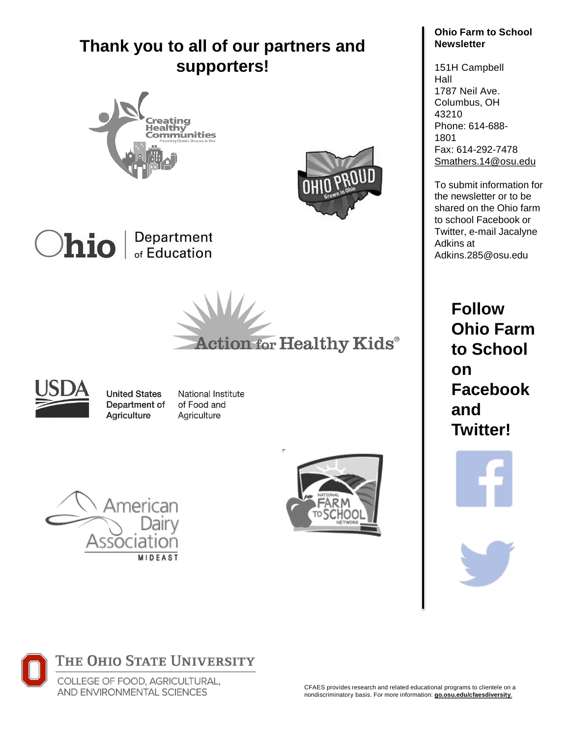# Thank you to all of our partners and supporters!

Creating Healthy Communities
Preventing Chronic Diseases in Ohio

OHIO PROUD
Grown in Ohio

Ohio | Department of Education

Action for Healthy Kids®

USDA
United States Department of Agriculture
National Institute of Food and Agriculture

American Dairy Association
MIDEAST

NATIONAL FARM TO SCHOOL NETWORK

**Ohio Farm to School Newsletter**

151H Campbell Hall
1787 Neil Ave.
Columbus, OH 43210
Phone: 614-688-1801
Fax: 614-292-7478
Smathers.14@osu.edu

To submit information for the newsletter or to be shared on the Ohio farm to school Facebook or Twitter, e-mail Jacalyne Adkins at Adkins.285@osu.edu

## Follow Ohio Farm to School on Facebook and Twitter!

THE OHIO STATE UNIVERSITY
COLLEGE OF FOOD, AGRICULTURAL, AND ENVIRONMENTAL SCIENCES

CFAES provides research and related educational programs to clientele on a nondiscriminatory basis. For more information: **go.osu.edu/cfaesdiversity**.